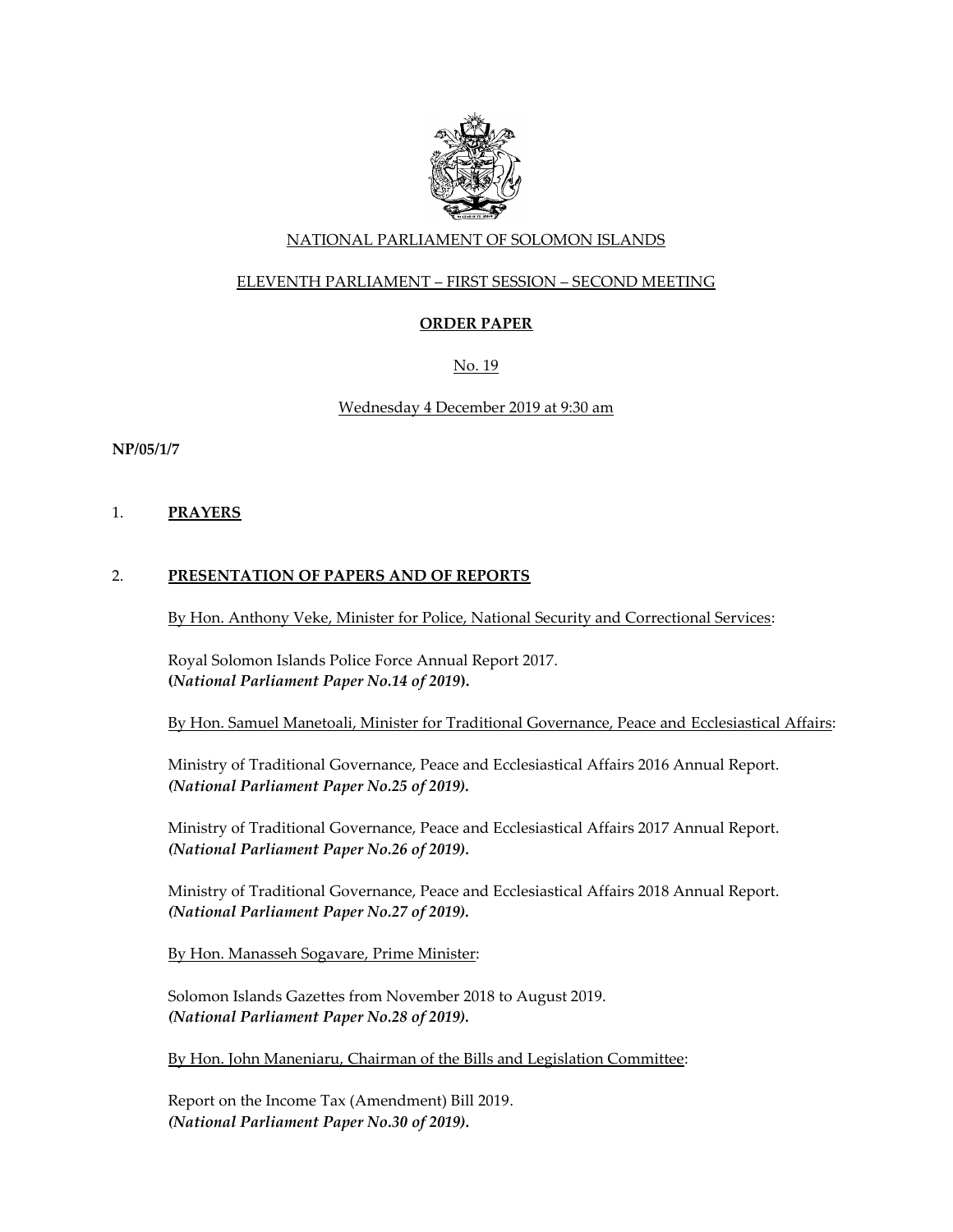NATIONAL PARLIAMENT OF SOLOMON ISLANDS

ELEVENTH PARLIAMENT – FIRST SESSION – SECOND MEETING

**ORDER PAPER**

No. 19

Wednesday 4 December 2019 at 9:30 am

**NP/05/1/7**

1. **PRAYERS**

2. **PRESENTATION OF PAPERS AND OF REPORTS**

By Hon. Anthony Veke, Minister for Police, National Security and Correctional Services:

Royal Solomon Islands Police Force Annual Report 2017.
**(*National Parliament Paper No.14 of 2019*).**

By Hon. Samuel Manetoali, Minister for Traditional Governance, Peace and Ecclesiastical Affairs:

Ministry of Traditional Governance, Peace and Ecclesiastical Affairs 2016 Annual Report.
***(National Parliament Paper No.25 of 2019).***

Ministry of Traditional Governance, Peace and Ecclesiastical Affairs 2017 Annual Report.
***(National Parliament Paper No.26 of 2019).***

Ministry of Traditional Governance, Peace and Ecclesiastical Affairs 2018 Annual Report.
***(National Parliament Paper No.27 of 2019).***

By Hon. Manasseh Sogavare, Prime Minister:

Solomon Islands Gazettes from November 2018 to August 2019.
***(National Parliament Paper No.28 of 2019).***

By Hon. John Maneniaru, Chairman of the Bills and Legislation Committee:

Report on the Income Tax (Amendment) Bill 2019.
***(National Parliament Paper No.30 of 2019).***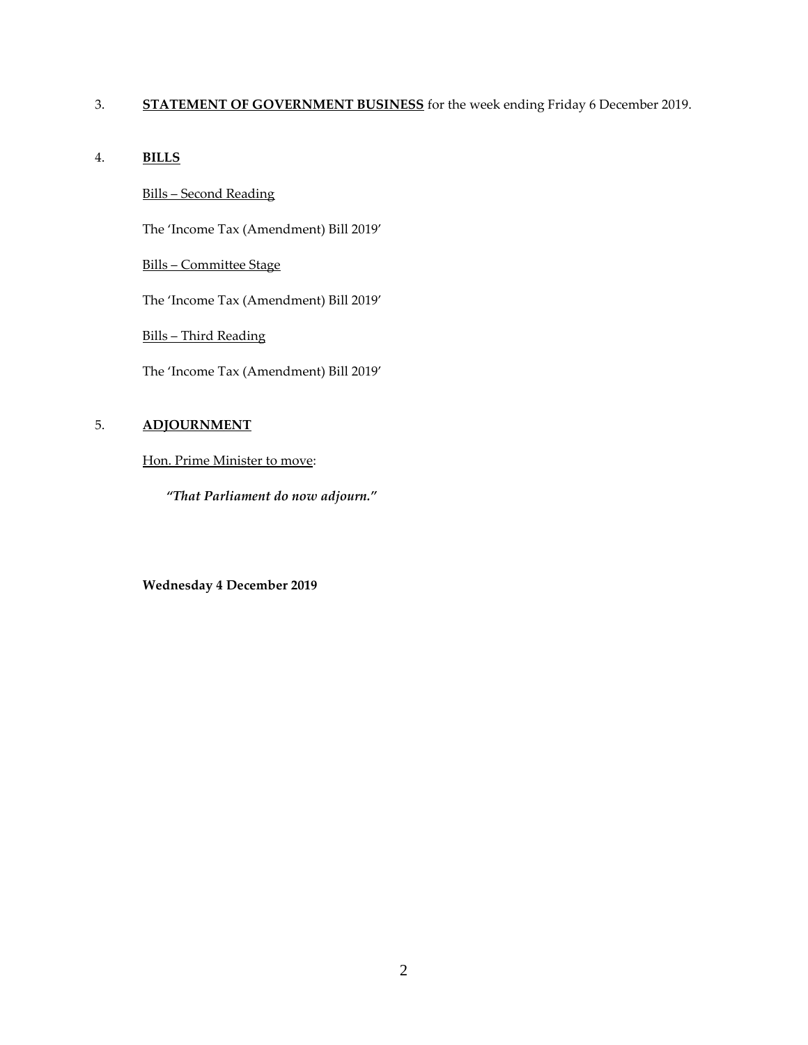3. **STATEMENT OF GOVERNMENT BUSINESS** for the week ending Friday 6 December 2019.

4. **BILLS**

   Bills – Second Reading

   The 'Income Tax (Amendment) Bill 2019'

   Bills – Committee Stage

   The 'Income Tax (Amendment) Bill 2019'

   Bills – Third Reading

   The 'Income Tax (Amendment) Bill 2019'

5. **ADJOURNMENT**

   Hon. Prime Minister to move:

   ***"That Parliament do now adjourn."***

**Wednesday 4 December 2019**